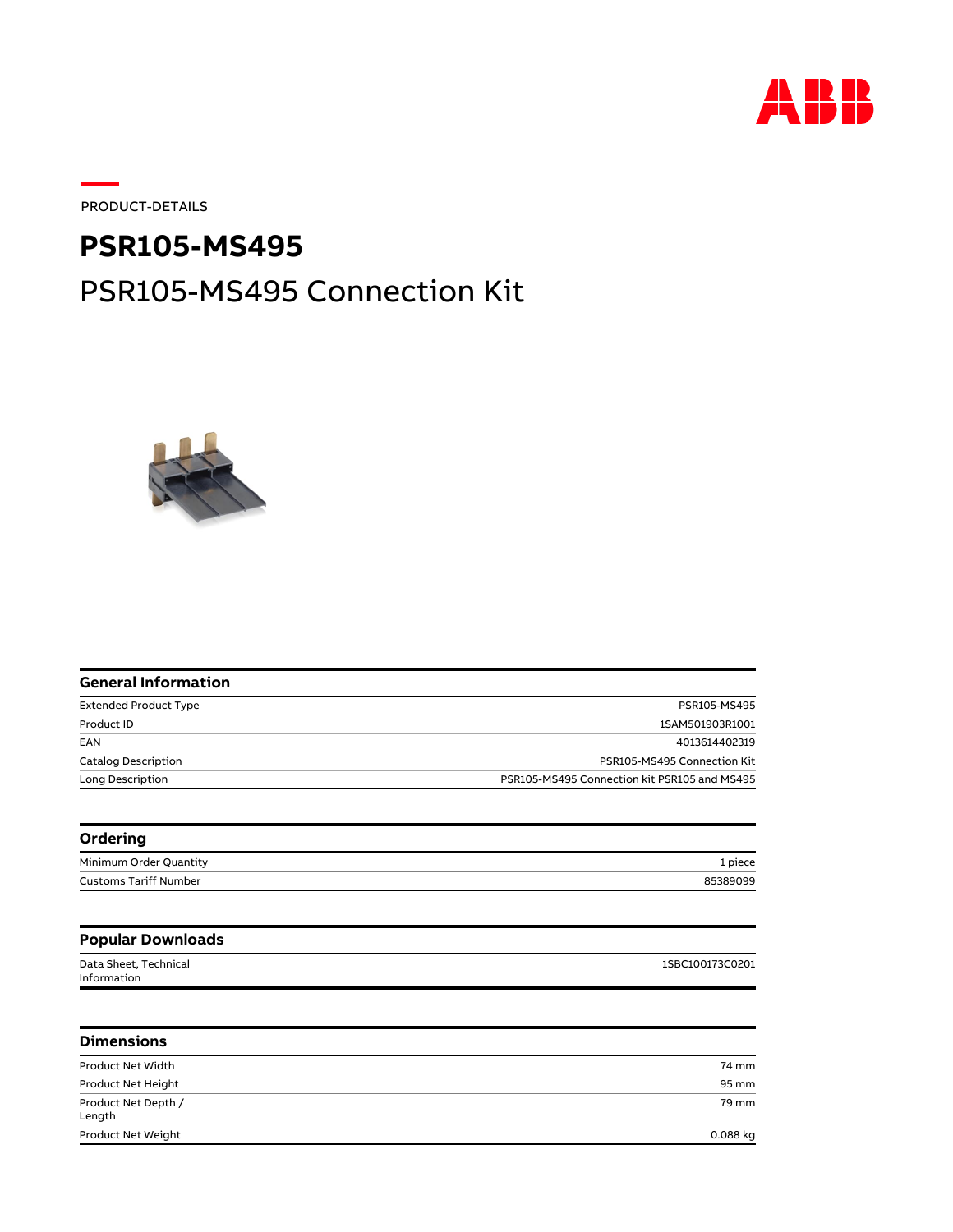PRODUCT-DETAILS

# PSR105-MS495

## PSR105-MS495 Connection Kit

### General Information

| | |
|---|---|
| Extended Product Type | PSR105-MS495 |
| Product ID | 1SAM501903R1001 |
| EAN | 4013614402319 |
| Catalog Description | PSR105-MS495 Connection Kit |
| Long Description | PSR105-MS495 Connection kit PSR105 and MS495 |

### Ordering

| | |
|---|---|
| Minimum Order Quantity | 1 piece |
| Customs Tariff Number | 85389099 |

### Popular Downloads

| | |
|---|---|
| Data Sheet, Technical Information | 1SBC100173C0201 |

### Dimensions

| | |
|---|---|
| Product Net Width | 74 mm |
| Product Net Height | 95 mm |
| Product Net Depth / Length | 79 mm |
| Product Net Weight | 0.088 kg |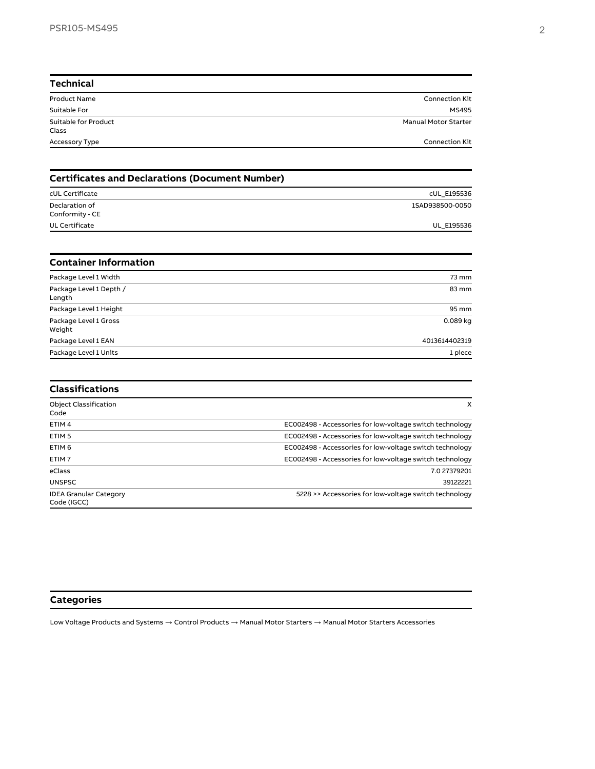## Technical

| | |
|---|---|
| Product Name | Connection Kit |
| Suitable For | MS495 |
| Suitable for Product Class | Manual Motor Starter |
| Accessory Type | Connection Kit |

## Certificates and Declarations (Document Number)

| | |
|---|---|
| cUL Certificate | cUL_E195536 |
| Declaration of Conformity - CE | 1SAD938500-0050 |
| UL Certificate | UL_E195536 |

## Container Information

| | |
|---|---|
| Package Level 1 Width | 73 mm |
| Package Level 1 Depth / Length | 83 mm |
| Package Level 1 Height | 95 mm |
| Package Level 1 Gross Weight | 0.089 kg |
| Package Level 1 EAN | 4013614402319 |
| Package Level 1 Units | 1 piece |

## Classifications

| | |
|---|---|
| Object Classification Code | X |
| ETIM 4 | EC002498 - Accessories for low-voltage switch technology |
| ETIM 5 | EC002498 - Accessories for low-voltage switch technology |
| ETIM 6 | EC002498 - Accessories for low-voltage switch technology |
| ETIM 7 | EC002498 - Accessories for low-voltage switch technology |
| eClass | 7.0 27379201 |
| UNSPSC | 39122221 |
| IDEA Granular Category Code (IGCC) | 5228 >> Accessories for low-voltage switch technology |

## Categories

Low Voltage Products and Systems → Control Products → Manual Motor Starters → Manual Motor Starters Accessories